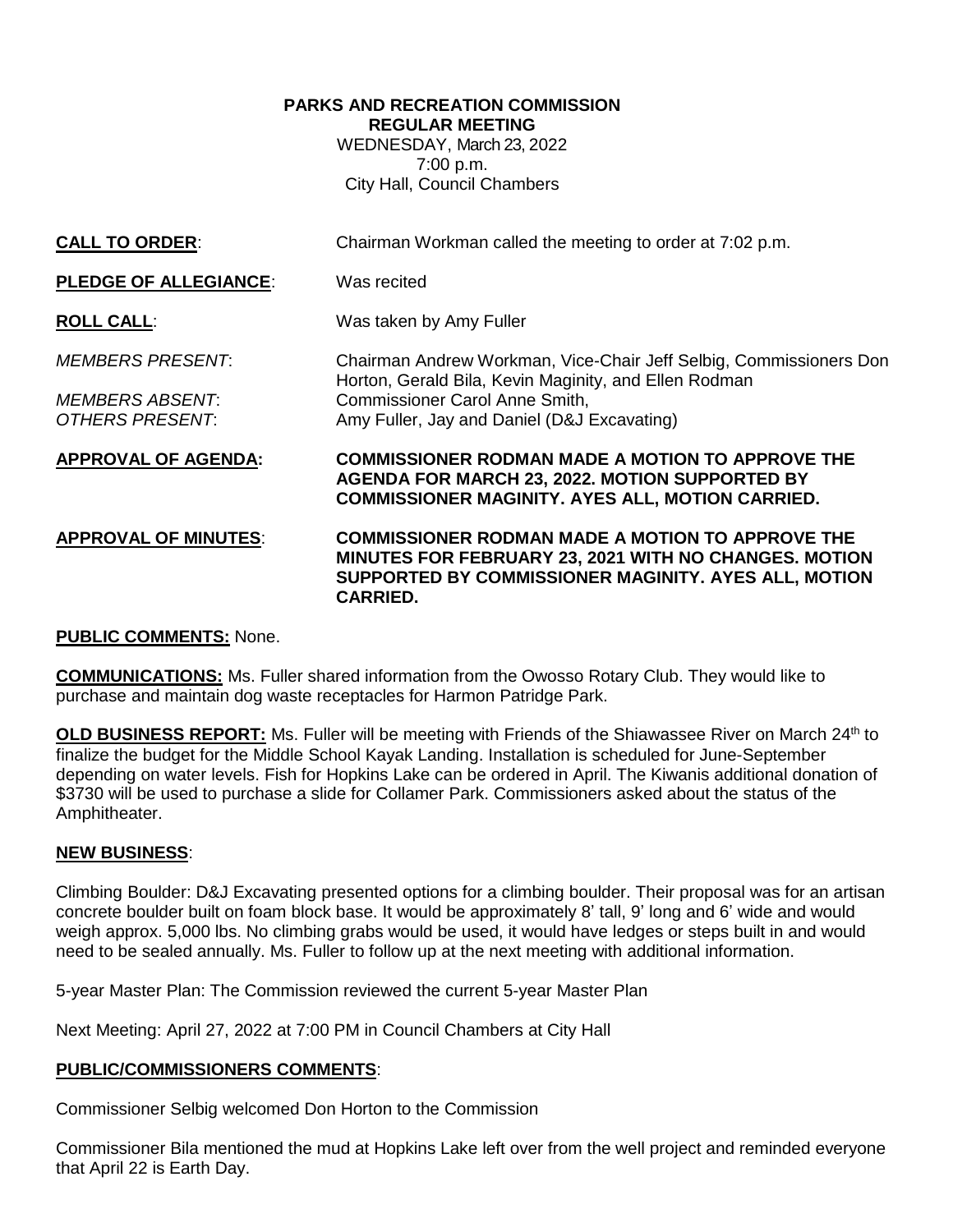**PARKS AND RECREATION COMMISSION**
**REGULAR MEETING**
WEDNESDAY, March 23, 2022
7:00 p.m.
City Hall, Council Chambers

**CALL TO ORDER**: Chairman Workman called the meeting to order at 7:02 p.m.

**PLEDGE OF ALLEGIANCE**: Was recited

**ROLL CALL**: Was taken by Amy Fuller

*MEMBERS PRESENT*: Chairman Andrew Workman, Vice-Chair Jeff Selbig, Commissioners Don Horton, Gerald Bila, Kevin Maginity, and Ellen Rodman

*MEMBERS ABSENT*: Commissioner Carol Anne Smith,

*OTHERS PRESENT*: Amy Fuller, Jay and Daniel (D&J Excavating)

**APPROVAL OF AGENDA: COMMISSIONER RODMAN MADE A MOTION TO APPROVE THE AGENDA FOR MARCH 23, 2022. MOTION SUPPORTED BY COMMISSIONER MAGINITY. AYES ALL, MOTION CARRIED.**

**APPROVAL OF MINUTES**: **COMMISSIONER RODMAN MADE A MOTION TO APPROVE THE MINUTES FOR FEBRUARY 23, 2021 WITH NO CHANGES. MOTION SUPPORTED BY COMMISSIONER MAGINITY. AYES ALL, MOTION CARRIED.**

**PUBLIC COMMENTS:** None.

**COMMUNICATIONS:** Ms. Fuller shared information from the Owosso Rotary Club. They would like to purchase and maintain dog waste receptacles for Harmon Patridge Park.

**OLD BUSINESS REPORT:** Ms. Fuller will be meeting with Friends of the Shiawassee River on March 24th to finalize the budget for the Middle School Kayak Landing. Installation is scheduled for June-September depending on water levels. Fish for Hopkins Lake can be ordered in April. The Kiwanis additional donation of $3730 will be used to purchase a slide for Collamer Park. Commissioners asked about the status of the Amphitheater.

**NEW BUSINESS**:

Climbing Boulder: D&J Excavating presented options for a climbing boulder. Their proposal was for an artisan concrete boulder built on foam block base. It would be approximately 8' tall, 9' long and 6' wide and would weigh approx. 5,000 lbs. No climbing grabs would be used, it would have ledges or steps built in and would need to be sealed annually. Ms. Fuller to follow up at the next meeting with additional information.

5-year Master Plan: The Commission reviewed the current 5-year Master Plan

Next Meeting: April 27, 2022 at 7:00 PM in Council Chambers at City Hall

**PUBLIC/COMMISSIONERS COMMENTS**:

Commissioner Selbig welcomed Don Horton to the Commission

Commissioner Bila mentioned the mud at Hopkins Lake left over from the well project and reminded everyone that April 22 is Earth Day.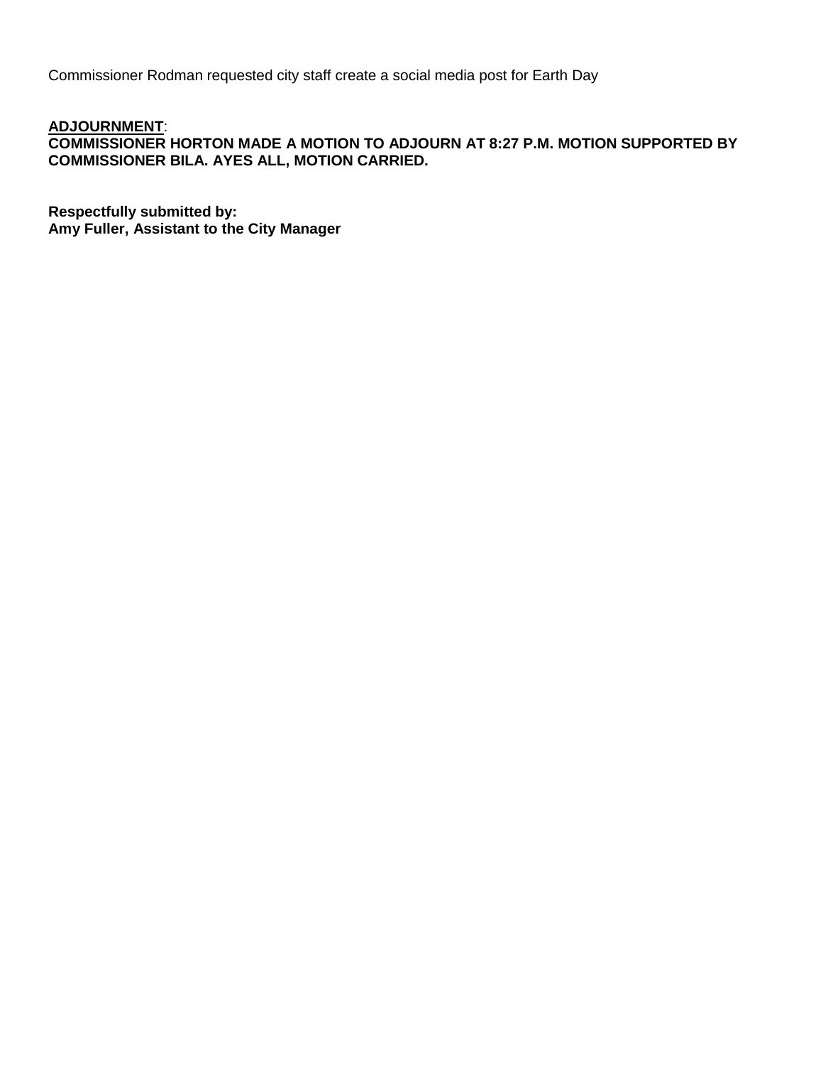Commissioner Rodman requested city staff create a social media post for Earth Day

<u>**ADJOURNMENT**</u>:
**COMMISSIONER HORTON MADE A MOTION TO ADJOURN AT 8:27 P.M. MOTION SUPPORTED BY COMMISSIONER BILA. AYES ALL, MOTION CARRIED.**

**Respectfully submitted by:**
**Amy Fuller, Assistant to the City Manager**